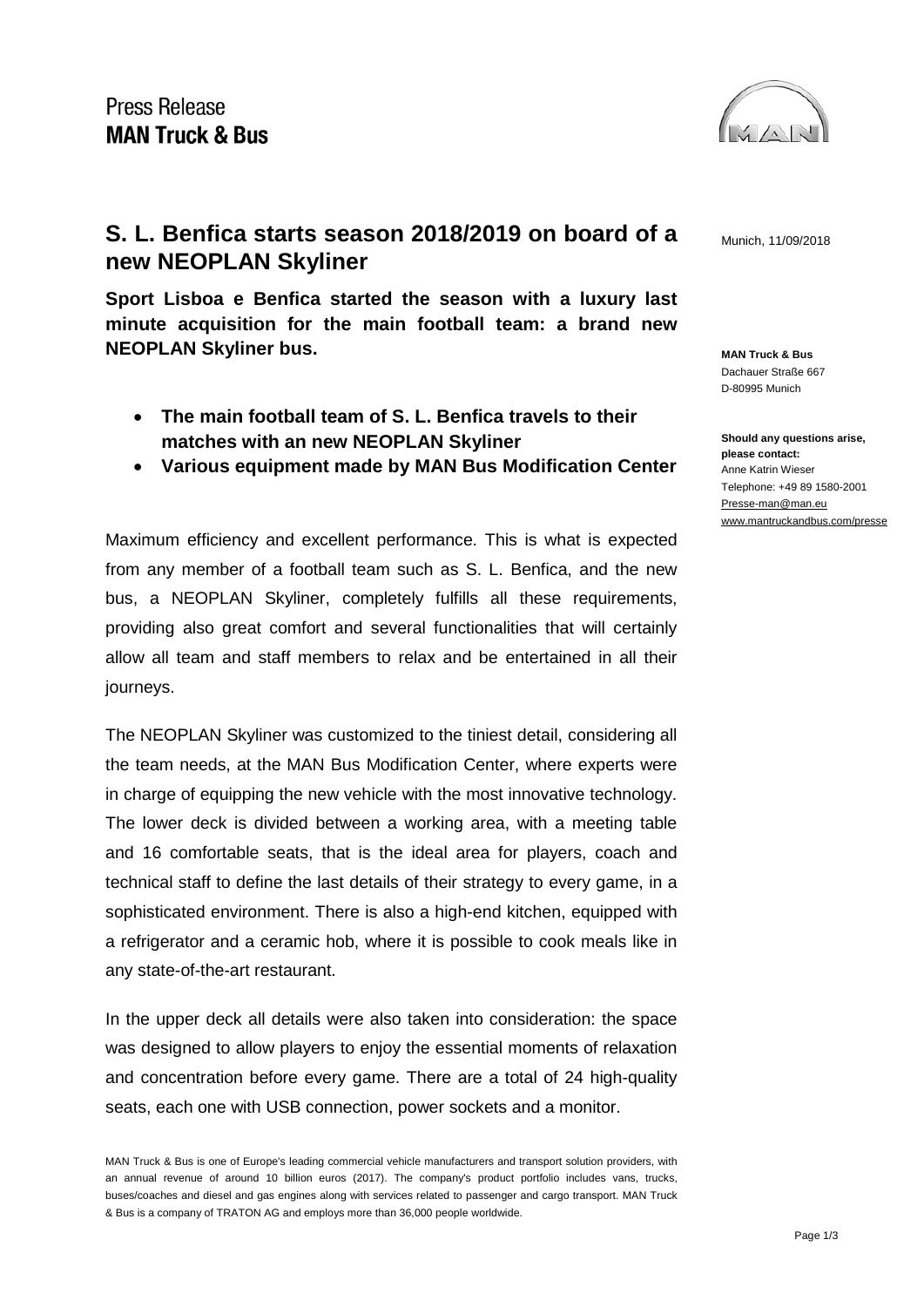Press Release
**MAN Truck & Bus**

# S. L. Benfica starts season 2018/2019 on board of a new NEOPLAN Skyliner

Munich, 11/09/2018

**Sport Lisboa e Benfica started the season with a luxury last minute acquisition for the main football team: a brand new NEOPLAN Skyliner bus.**

- **The main football team of S. L. Benfica travels to their matches with an new NEOPLAN Skyliner**
- **Various equipment made by MAN Bus Modification Center**

**MAN Truck & Bus**
Dachauer Straße 667
D-80995 Munich

**Should any questions arise, please contact:**
Anne Katrin Wieser
Telephone: +49 89 1580-2001
Presse-man@man.eu
www.mantruckandbus.com/presse

Maximum efficiency and excellent performance. This is what is expected from any member of a football team such as S. L. Benfica, and the new bus, a NEOPLAN Skyliner, completely fulfills all these requirements, providing also great comfort and several functionalities that will certainly allow all team and staff members to relax and be entertained in all their journeys.

The NEOPLAN Skyliner was customized to the tiniest detail, considering all the team needs, at the MAN Bus Modification Center, where experts were in charge of equipping the new vehicle with the most innovative technology. The lower deck is divided between a working area, with a meeting table and 16 comfortable seats, that is the ideal area for players, coach and technical staff to define the last details of their strategy to every game, in a sophisticated environment. There is also a high-end kitchen, equipped with a refrigerator and a ceramic hob, where it is possible to cook meals like in any state-of-the-art restaurant.

In the upper deck all details were also taken into consideration: the space was designed to allow players to enjoy the essential moments of relaxation and concentration before every game. There are a total of 24 high-quality seats, each one with USB connection, power sockets and a monitor.

MAN Truck & Bus is one of Europe's leading commercial vehicle manufacturers and transport solution providers, with an annual revenue of around 10 billion euros (2017). The company's product portfolio includes vans, trucks, buses/coaches and diesel and gas engines along with services related to passenger and cargo transport. MAN Truck & Bus is a company of TRATON AG and employs more than 36,000 people worldwide.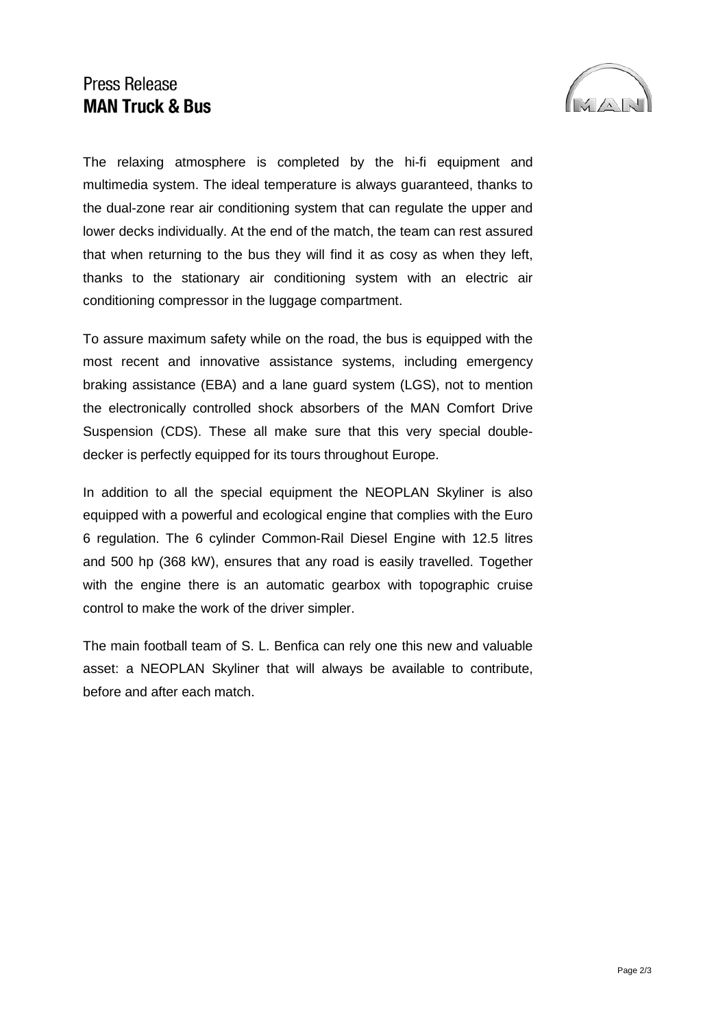The relaxing atmosphere is completed by the hi-fi equipment and multimedia system. The ideal temperature is always guaranteed, thanks to the dual-zone rear air conditioning system that can regulate the upper and lower decks individually. At the end of the match, the team can rest assured that when returning to the bus they will find it as cosy as when they left, thanks to the stationary air conditioning system with an electric air conditioning compressor in the luggage compartment.

To assure maximum safety while on the road, the bus is equipped with the most recent and innovative assistance systems, including emergency braking assistance (EBA) and a lane guard system (LGS), not to mention the electronically controlled shock absorbers of the MAN Comfort Drive Suspension (CDS). These all make sure that this very special double-decker is perfectly equipped for its tours throughout Europe.

In addition to all the special equipment the NEOPLAN Skyliner is also equipped with a powerful and ecological engine that complies with the Euro 6 regulation. The 6 cylinder Common-Rail Diesel Engine with 12.5 litres and 500 hp (368 kW), ensures that any road is easily travelled. Together with the engine there is an automatic gearbox with topographic cruise control to make the work of the driver simpler.

The main football team of S. L. Benfica can rely one this new and valuable asset: a NEOPLAN Skyliner that will always be available to contribute, before and after each match.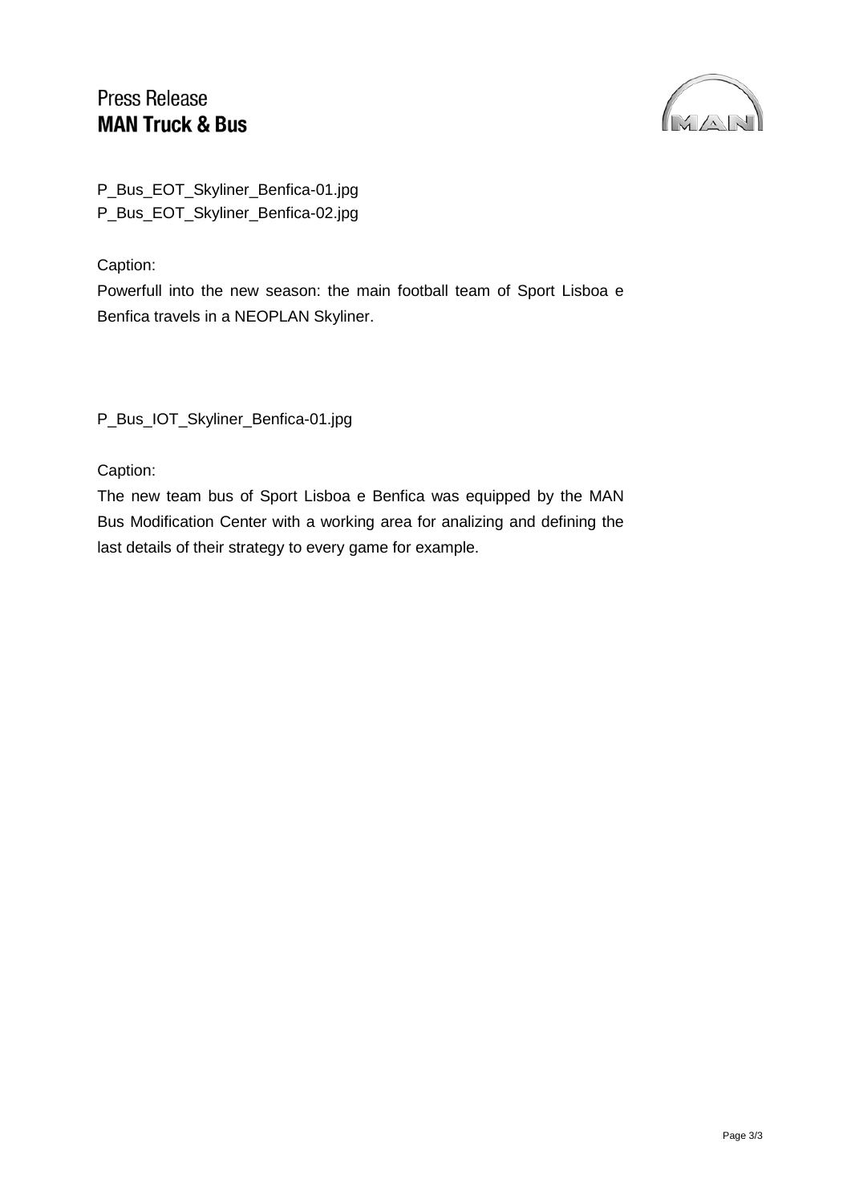P_Bus_EOT_Skyliner_Benfica-01.jpg
P_Bus_EOT_Skyliner_Benfica-02.jpg

Caption:
Powerfull into the new season: the main football team of Sport Lisboa e Benfica travels in a NEOPLAN Skyliner.

P_Bus_IOT_Skyliner_Benfica-01.jpg

Caption:
The new team bus of Sport Lisboa e Benfica was equipped by the MAN Bus Modification Center with a working area for analizing and defining the last details of their strategy to every game for example.